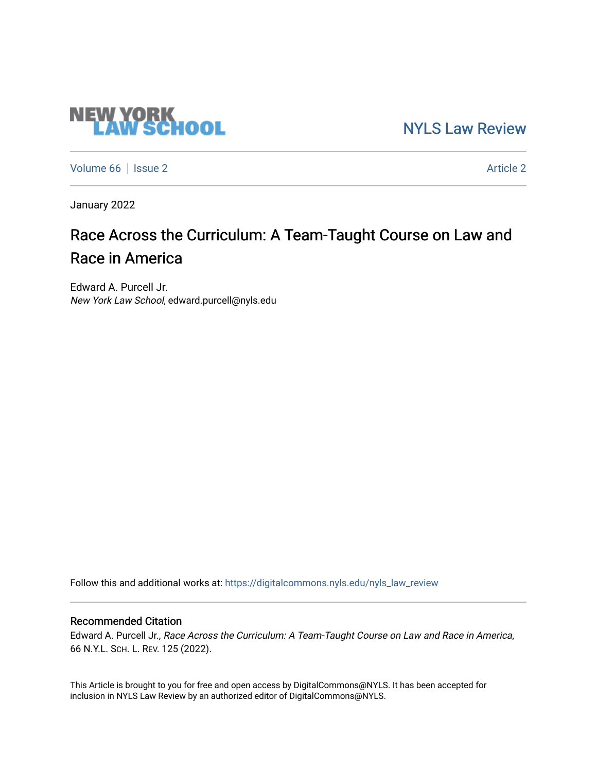NEW YORK LAW SCHOOL

NYLS Law Review

Volume 66 | Issue 2 | Article 2

January 2022

# Race Across the Curriculum: A Team-Taught Course on Law and Race in America

Edward A. Purcell Jr.
*New York Law School*, edward.purcell@nyls.edu

Follow this and additional works at: https://digitalcommons.nyls.edu/nyls_law_review

## Recommended Citation

Edward A. Purcell Jr., *Race Across the Curriculum: A Team-Taught Course on Law and Race in America*, 66 N.Y.L. Sch. L. Rev. 125 (2022).

This Article is brought to you for free and open access by DigitalCommons@NYLS. It has been accepted for inclusion in NYLS Law Review by an authorized editor of DigitalCommons@NYLS.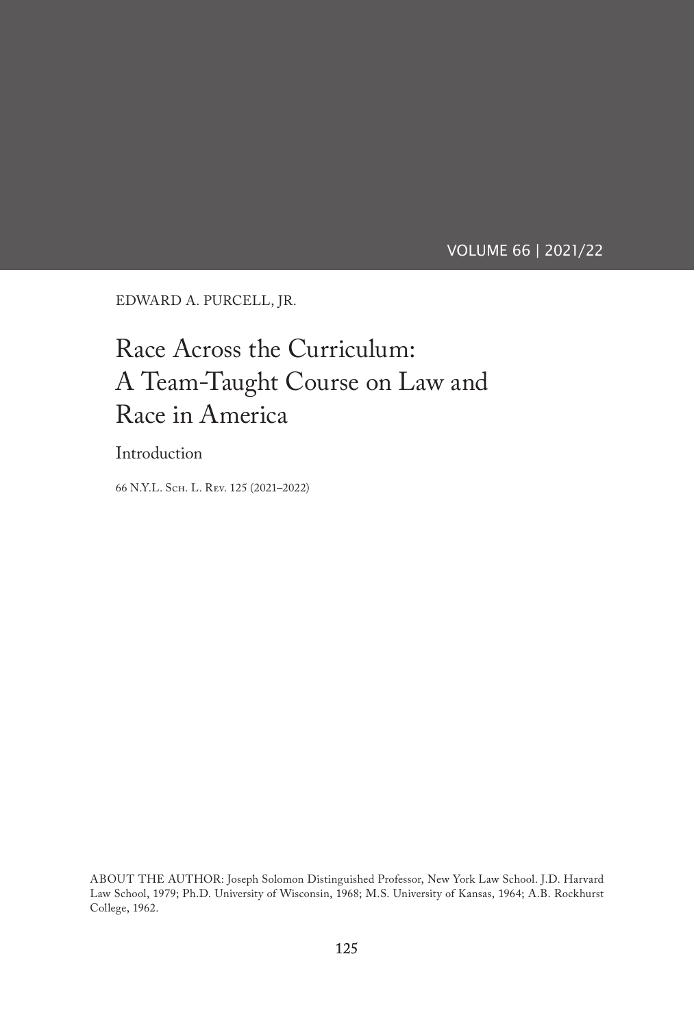VOLUME 66 | 2021/22

EDWARD A. PURCELL, JR.

# Race Across the Curriculum: A Team-Taught Course on Law and Race in America

## Introduction

66 N.Y.L. Sch. L. Rev. 125 (2021–2022)

ABOUT THE AUTHOR: Joseph Solomon Distinguished Professor, New York Law School. J.D. Harvard Law School, 1979; Ph.D. University of Wisconsin, 1968; M.S. University of Kansas, 1964; A.B. Rockhurst College, 1962.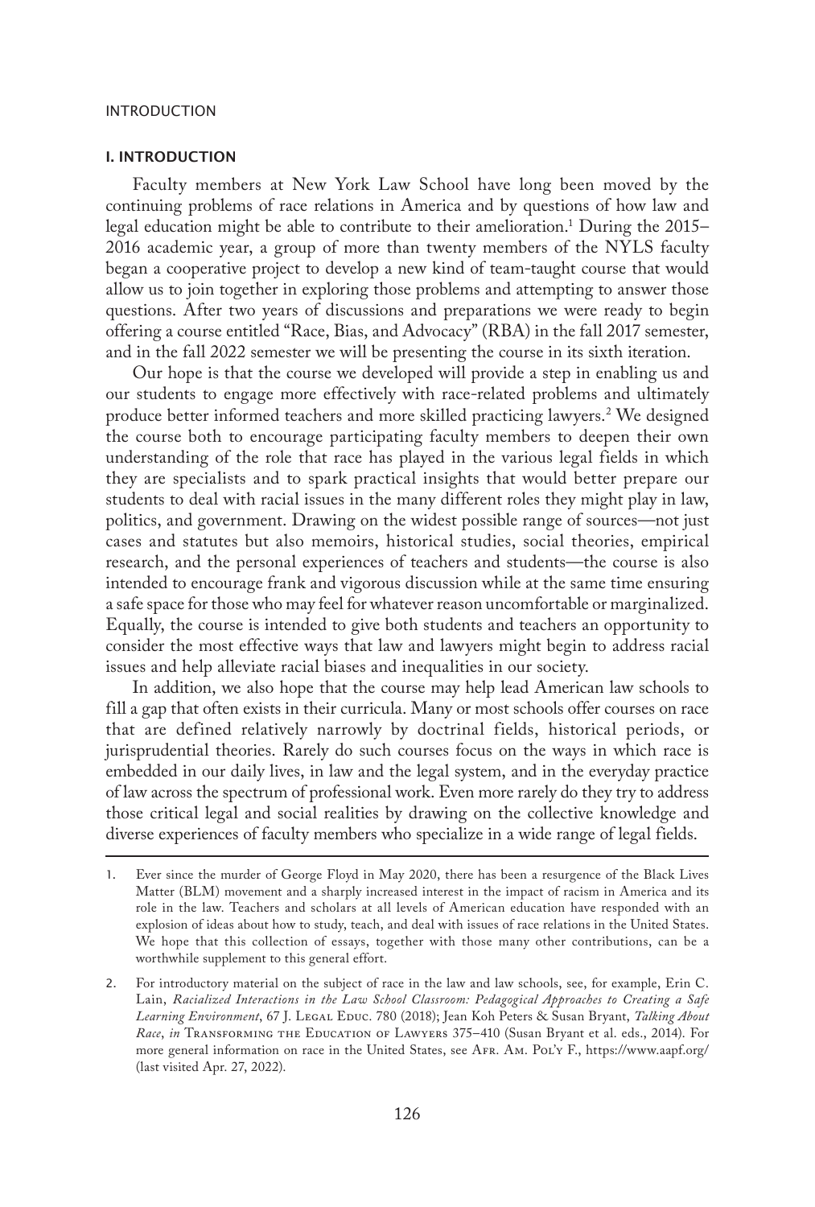## I. INTRODUCTION

Faculty members at New York Law School have long been moved by the continuing problems of race relations in America and by questions of how law and legal education might be able to contribute to their amelioration.[1] During the 2015–2016 academic year, a group of more than twenty members of the NYLS faculty began a cooperative project to develop a new kind of team-taught course that would allow us to join together in exploring those problems and attempting to answer those questions. After two years of discussions and preparations we were ready to begin offering a course entitled "Race, Bias, and Advocacy" (RBA) in the fall 2017 semester, and in the fall 2022 semester we will be presenting the course in its sixth iteration.

Our hope is that the course we developed will provide a step in enabling us and our students to engage more effectively with race-related problems and ultimately produce better informed teachers and more skilled practicing lawyers.[2] We designed the course both to encourage participating faculty members to deepen their own understanding of the role that race has played in the various legal fields in which they are specialists and to spark practical insights that would better prepare our students to deal with racial issues in the many different roles they might play in law, politics, and government. Drawing on the widest possible range of sources—not just cases and statutes but also memoirs, historical studies, social theories, empirical research, and the personal experiences of teachers and students—the course is also intended to encourage frank and vigorous discussion while at the same time ensuring a safe space for those who may feel for whatever reason uncomfortable or marginalized. Equally, the course is intended to give both students and teachers an opportunity to consider the most effective ways that law and lawyers might begin to address racial issues and help alleviate racial biases and inequalities in our society.

In addition, we also hope that the course may help lead American law schools to fill a gap that often exists in their curricula. Many or most schools offer courses on race that are defined relatively narrowly by doctrinal fields, historical periods, or jurisprudential theories. Rarely do such courses focus on the ways in which race is embedded in our daily lives, in law and the legal system, and in the everyday practice of law across the spectrum of professional work. Even more rarely do they try to address those critical legal and social realities by drawing on the collective knowledge and diverse experiences of faculty members who specialize in a wide range of legal fields.

---

1. Ever since the murder of George Floyd in May 2020, there has been a resurgence of the Black Lives Matter (BLM) movement and a sharply increased interest in the impact of racism in America and its role in the law. Teachers and scholars at all levels of American education have responded with an explosion of ideas about how to study, teach, and deal with issues of race relations in the United States. We hope that this collection of essays, together with those many other contributions, can be a worthwhile supplement to this general effort.

2. For introductory material on the subject of race in the law and law schools, see, for example, Erin C. Lain, *Racialized Interactions in the Law School Classroom: Pedagogical Approaches to Creating a Safe Learning Environment*, 67 J. Legal Educ. 780 (2018); Jean Koh Peters & Susan Bryant, *Talking About Race*, *in* Transforming the Education of Lawyers 375–410 (Susan Bryant et al. eds., 2014). For more general information on race in the United States, see Afr. Am. Pol'y F., https://www.aapf.org/ (last visited Apr. 27, 2022).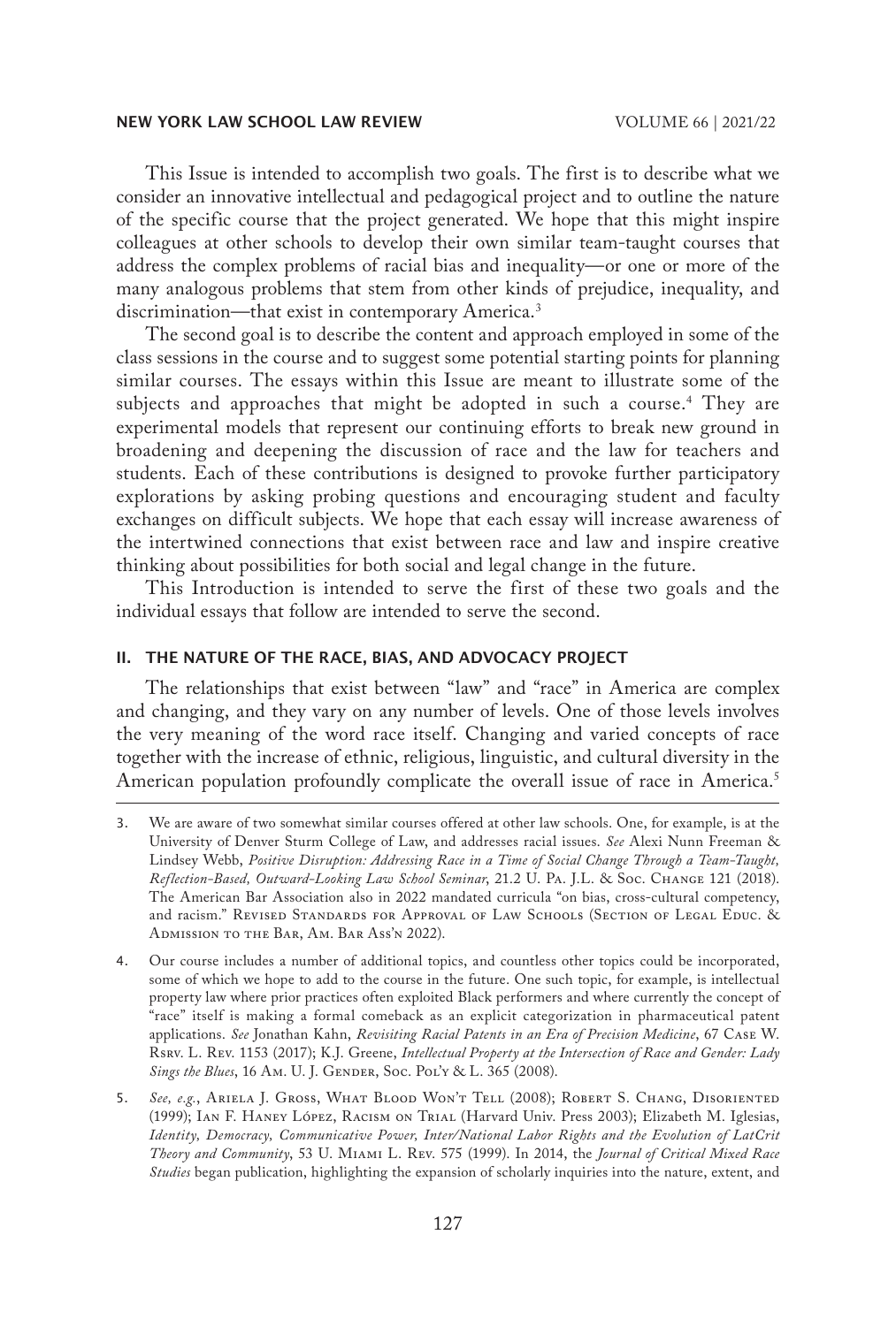This Issue is intended to accomplish two goals. The first is to describe what we consider an innovative intellectual and pedagogical project and to outline the nature of the specific course that the project generated. We hope that this might inspire colleagues at other schools to develop their own similar team-taught courses that address the complex problems of racial bias and inequality—or one or more of the many analogous problems that stem from other kinds of prejudice, inequality, and discrimination—that exist in contemporary America.[3]

The second goal is to describe the content and approach employed in some of the class sessions in the course and to suggest some potential starting points for planning similar courses. The essays within this Issue are meant to illustrate some of the subjects and approaches that might be adopted in such a course.[4] They are experimental models that represent our continuing efforts to break new ground in broadening and deepening the discussion of race and the law for teachers and students. Each of these contributions is designed to provoke further participatory explorations by asking probing questions and encouraging student and faculty exchanges on difficult subjects. We hope that each essay will increase awareness of the intertwined connections that exist between race and law and inspire creative thinking about possibilities for both social and legal change in the future.

This Introduction is intended to serve the first of these two goals and the individual essays that follow are intended to serve the second.

## II. THE NATURE OF THE RACE, BIAS, AND ADVOCACY PROJECT

The relationships that exist between "law" and "race" in America are complex and changing, and they vary on any number of levels. One of those levels involves the very meaning of the word race itself. Changing and varied concepts of race together with the increase of ethnic, religious, linguistic, and cultural diversity in the American population profoundly complicate the overall issue of race in America.[5]

---

3. We are aware of two somewhat similar courses offered at other law schools. One, for example, is at the University of Denver Sturm College of Law, and addresses racial issues. *See* Alexi Nunn Freeman & Lindsey Webb, *Positive Disruption: Addressing Race in a Time of Social Change Through a Team-Taught, Reflection-Based, Outward-Looking Law School Seminar*, 21.2 U. Pa. J.L. & Soc. Change 121 (2018). The American Bar Association also in 2022 mandated curricula "on bias, cross-cultural competency, and racism." Revised Standards for Approval of Law Schools (Section of Legal Educ. & Admission to the Bar, Am. Bar Ass'n 2022).

4. Our course includes a number of additional topics, and countless other topics could be incorporated, some of which we hope to add to the course in the future. One such topic, for example, is intellectual property law where prior practices often exploited Black performers and where currently the concept of "race" itself is making a formal comeback as an explicit categorization in pharmaceutical patent applications. *See* Jonathan Kahn, *Revisiting Racial Patents in an Era of Precision Medicine*, 67 Case W. Rsrv. L. Rev. 1153 (2017); K.J. Greene, *Intellectual Property at the Intersection of Race and Gender: Lady Sings the Blues*, 16 Am. U. J. Gender, Soc. Pol'y & L. 365 (2008).

5. *See, e.g.*, Ariela J. Gross, What Blood Won't Tell (2008); Robert S. Chang, Disoriented (1999); Ian F. Haney López, Racism on Trial (Harvard Univ. Press 2003); Elizabeth M. Iglesias, *Identity, Democracy, Communicative Power, Inter/National Labor Rights and the Evolution of LatCrit Theory and Community*, 53 U. Miami L. Rev. 575 (1999). In 2014, the *Journal of Critical Mixed Race Studies* began publication, highlighting the expansion of scholarly inquiries into the nature, extent, and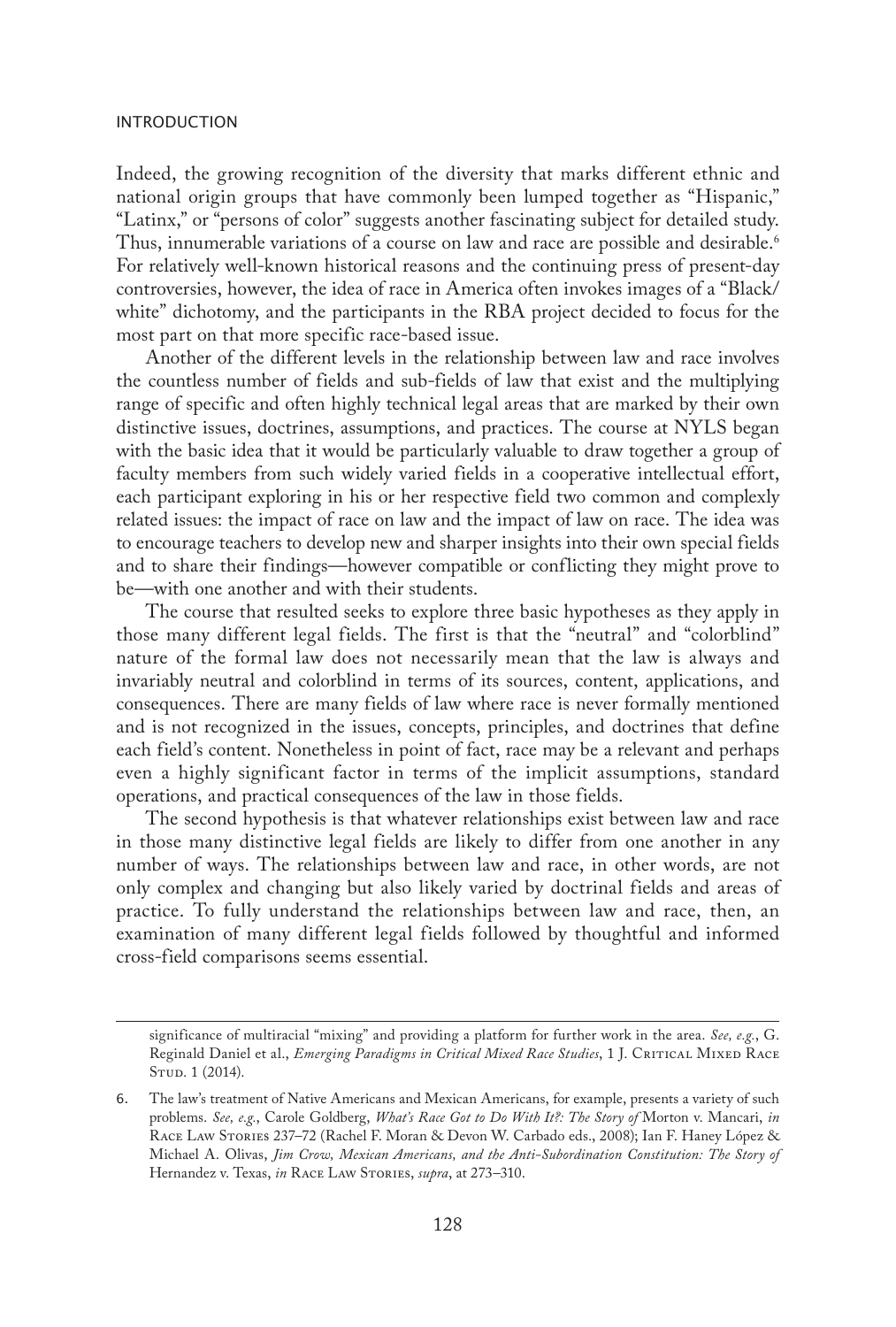Indeed, the growing recognition of the diversity that marks different ethnic and national origin groups that have commonly been lumped together as "Hispanic," "Latinx," or "persons of color" suggests another fascinating subject for detailed study. Thus, innumerable variations of a course on law and race are possible and desirable.[6] For relatively well-known historical reasons and the continuing press of present-day controversies, however, the idea of race in America often invokes images of a "Black/white" dichotomy, and the participants in the RBA project decided to focus for the most part on that more specific race-based issue.

Another of the different levels in the relationship between law and race involves the countless number of fields and sub-fields of law that exist and the multiplying range of specific and often highly technical legal areas that are marked by their own distinctive issues, doctrines, assumptions, and practices. The course at NYLS began with the basic idea that it would be particularly valuable to draw together a group of faculty members from such widely varied fields in a cooperative intellectual effort, each participant exploring in his or her respective field two common and complexly related issues: the impact of race on law and the impact of law on race. The idea was to encourage teachers to develop new and sharper insights into their own special fields and to share their findings—however compatible or conflicting they might prove to be—with one another and with their students.

The course that resulted seeks to explore three basic hypotheses as they apply in those many different legal fields. The first is that the "neutral" and "colorblind" nature of the formal law does not necessarily mean that the law is always and invariably neutral and colorblind in terms of its sources, content, applications, and consequences. There are many fields of law where race is never formally mentioned and is not recognized in the issues, concepts, principles, and doctrines that define each field's content. Nonetheless in point of fact, race may be a relevant and perhaps even a highly significant factor in terms of the implicit assumptions, standard operations, and practical consequences of the law in those fields.

The second hypothesis is that whatever relationships exist between law and race in those many distinctive legal fields are likely to differ from one another in any number of ways. The relationships between law and race, in other words, are not only complex and changing but also likely varied by doctrinal fields and areas of practice. To fully understand the relationships between law and race, then, an examination of many different legal fields followed by thoughtful and informed cross-field comparisons seems essential.

---

significance of multiracial "mixing" and providing a platform for further work in the area. *See, e.g.*, G. Reginald Daniel et al., *Emerging Paradigms in Critical Mixed Race Studies*, 1 J. Critical Mixed Race Stud. 1 (2014).

6. The law's treatment of Native Americans and Mexican Americans, for example, presents a variety of such problems. *See, e.g.*, Carole Goldberg, *What's Race Got to Do With It?: The Story of* Morton v. Mancari, *in* Race Law Stories 237–72 (Rachel F. Moran & Devon W. Carbado eds., 2008); Ian F. Haney López & Michael A. Olivas, *Jim Crow, Mexican Americans, and the Anti-Subordination Constitution: The Story of* Hernandez v. Texas, *in* Race Law Stories, *supra*, at 273–310.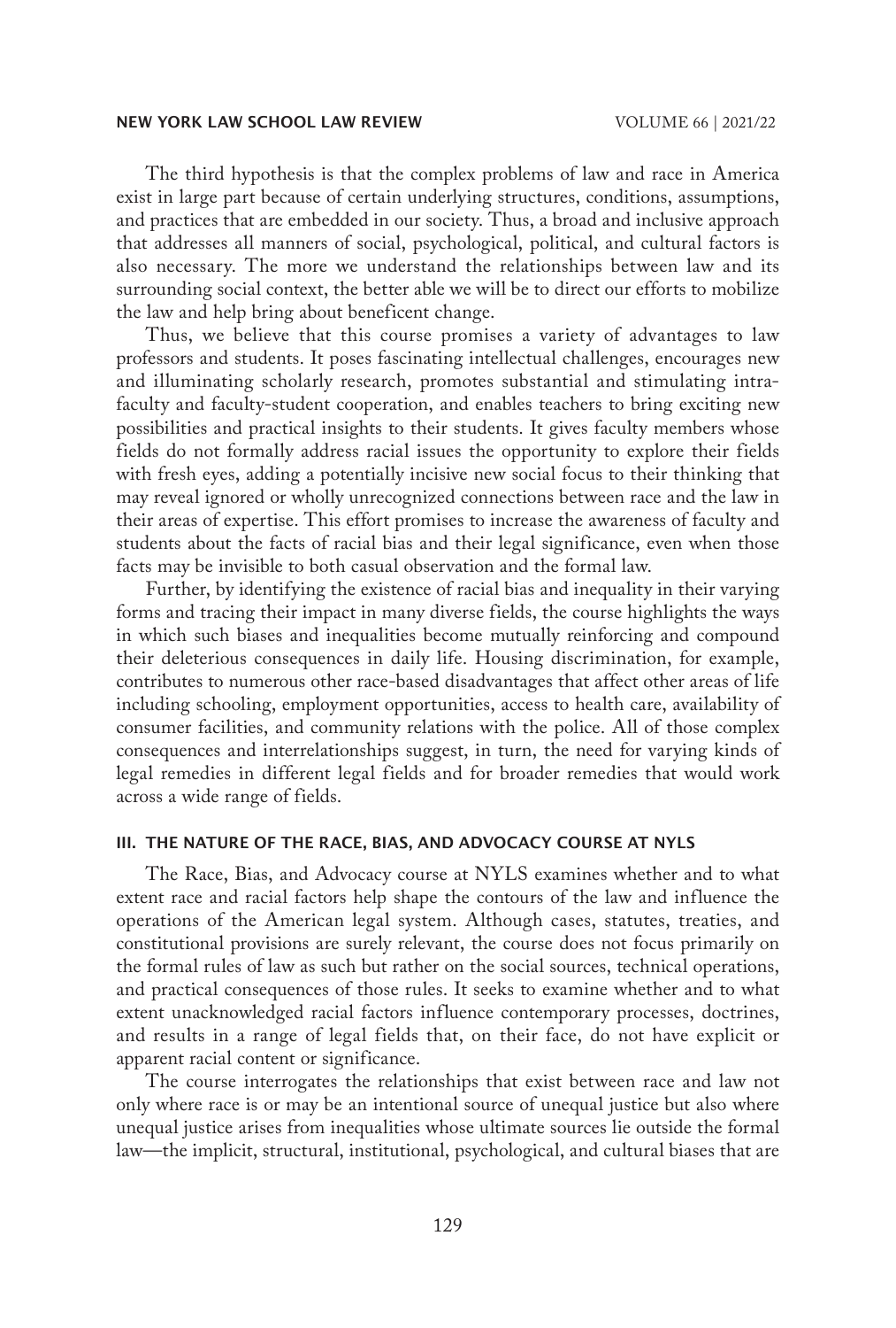The third hypothesis is that the complex problems of law and race in America exist in large part because of certain underlying structures, conditions, assumptions, and practices that are embedded in our society. Thus, a broad and inclusive approach that addresses all manners of social, psychological, political, and cultural factors is also necessary. The more we understand the relationships between law and its surrounding social context, the better able we will be to direct our efforts to mobilize the law and help bring about beneficent change.

Thus, we believe that this course promises a variety of advantages to law professors and students. It poses fascinating intellectual challenges, encourages new and illuminating scholarly research, promotes substantial and stimulating intra-faculty and faculty-student cooperation, and enables teachers to bring exciting new possibilities and practical insights to their students. It gives faculty members whose fields do not formally address racial issues the opportunity to explore their fields with fresh eyes, adding a potentially incisive new social focus to their thinking that may reveal ignored or wholly unrecognized connections between race and the law in their areas of expertise. This effort promises to increase the awareness of faculty and students about the facts of racial bias and their legal significance, even when those facts may be invisible to both casual observation and the formal law.

Further, by identifying the existence of racial bias and inequality in their varying forms and tracing their impact in many diverse fields, the course highlights the ways in which such biases and inequalities become mutually reinforcing and compound their deleterious consequences in daily life. Housing discrimination, for example, contributes to numerous other race-based disadvantages that affect other areas of life including schooling, employment opportunities, access to health care, availability of consumer facilities, and community relations with the police. All of those complex consequences and interrelationships suggest, in turn, the need for varying kinds of legal remedies in different legal fields and for broader remedies that would work across a wide range of fields.

## III. THE NATURE OF THE RACE, BIAS, AND ADVOCACY COURSE AT NYLS

The Race, Bias, and Advocacy course at NYLS examines whether and to what extent race and racial factors help shape the contours of the law and influence the operations of the American legal system. Although cases, statutes, treaties, and constitutional provisions are surely relevant, the course does not focus primarily on the formal rules of law as such but rather on the social sources, technical operations, and practical consequences of those rules. It seeks to examine whether and to what extent unacknowledged racial factors influence contemporary processes, doctrines, and results in a range of legal fields that, on their face, do not have explicit or apparent racial content or significance.

The course interrogates the relationships that exist between race and law not only where race is or may be an intentional source of unequal justice but also where unequal justice arises from inequalities whose ultimate sources lie outside the formal law—the implicit, structural, institutional, psychological, and cultural biases that are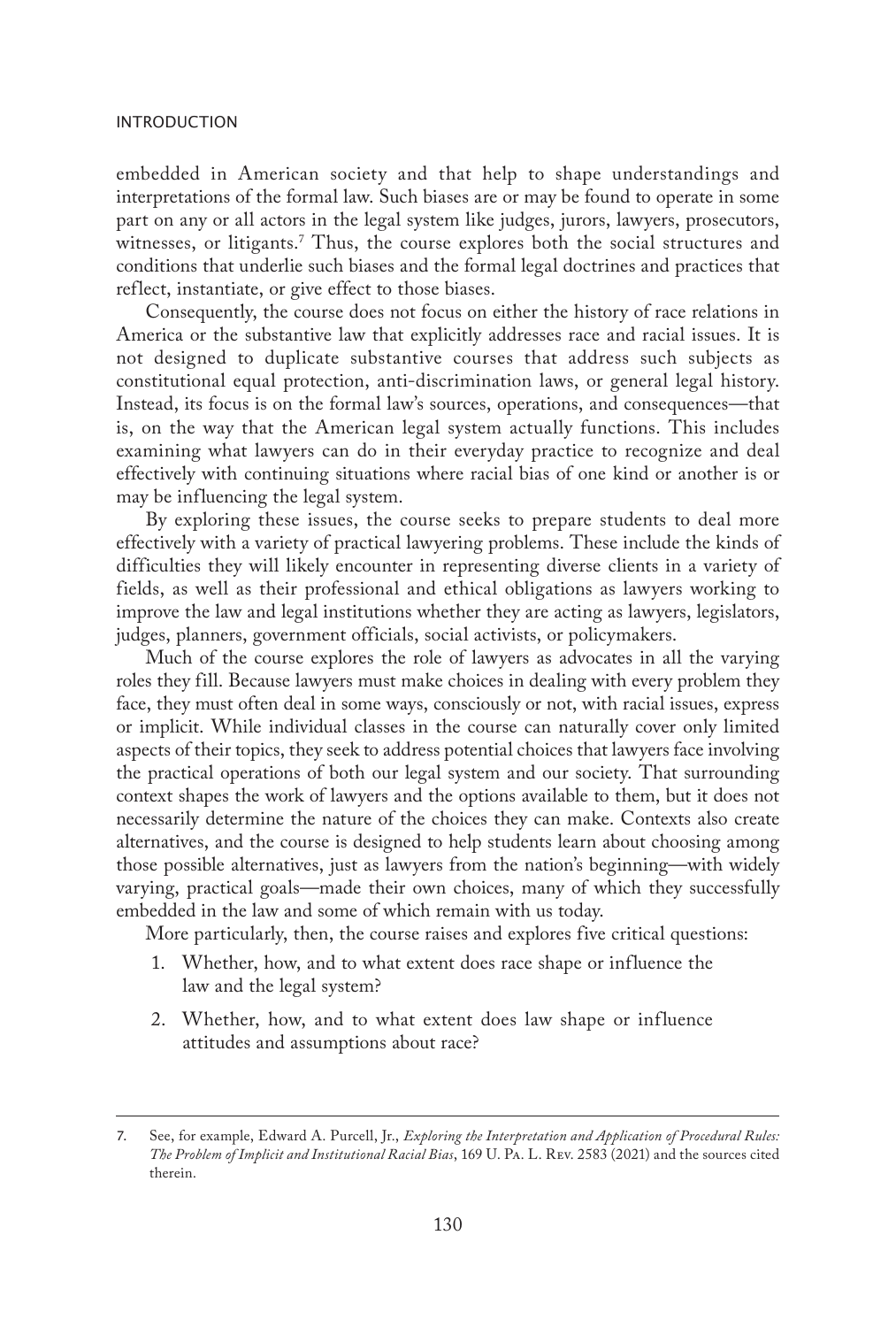embedded in American society and that help to shape understandings and interpretations of the formal law. Such biases are or may be found to operate in some part on any or all actors in the legal system like judges, jurors, lawyers, prosecutors, witnesses, or litigants.[7] Thus, the course explores both the social structures and conditions that underlie such biases and the formal legal doctrines and practices that reflect, instantiate, or give effect to those biases.

Consequently, the course does not focus on either the history of race relations in America or the substantive law that explicitly addresses race and racial issues. It is not designed to duplicate substantive courses that address such subjects as constitutional equal protection, anti-discrimination laws, or general legal history. Instead, its focus is on the formal law's sources, operations, and consequences—that is, on the way that the American legal system actually functions. This includes examining what lawyers can do in their everyday practice to recognize and deal effectively with continuing situations where racial bias of one kind or another is or may be influencing the legal system.

By exploring these issues, the course seeks to prepare students to deal more effectively with a variety of practical lawyering problems. These include the kinds of difficulties they will likely encounter in representing diverse clients in a variety of fields, as well as their professional and ethical obligations as lawyers working to improve the law and legal institutions whether they are acting as lawyers, legislators, judges, planners, government officials, social activists, or policymakers.

Much of the course explores the role of lawyers as advocates in all the varying roles they fill. Because lawyers must make choices in dealing with every problem they face, they must often deal in some ways, consciously or not, with racial issues, express or implicit. While individual classes in the course can naturally cover only limited aspects of their topics, they seek to address potential choices that lawyers face involving the practical operations of both our legal system and our society. That surrounding context shapes the work of lawyers and the options available to them, but it does not necessarily determine the nature of the choices they can make. Contexts also create alternatives, and the course is designed to help students learn about choosing among those possible alternatives, just as lawyers from the nation's beginning—with widely varying, practical goals—made their own choices, many of which they successfully embedded in the law and some of which remain with us today.

More particularly, then, the course raises and explores five critical questions:

1. Whether, how, and to what extent does race shape or influence the law and the legal system?
2. Whether, how, and to what extent does law shape or influence attitudes and assumptions about race?

---

7. See, for example, Edward A. Purcell, Jr., *Exploring the Interpretation and Application of Procedural Rules: The Problem of Implicit and Institutional Racial Bias*, 169 U. Pa. L. Rev. 2583 (2021) and the sources cited therein.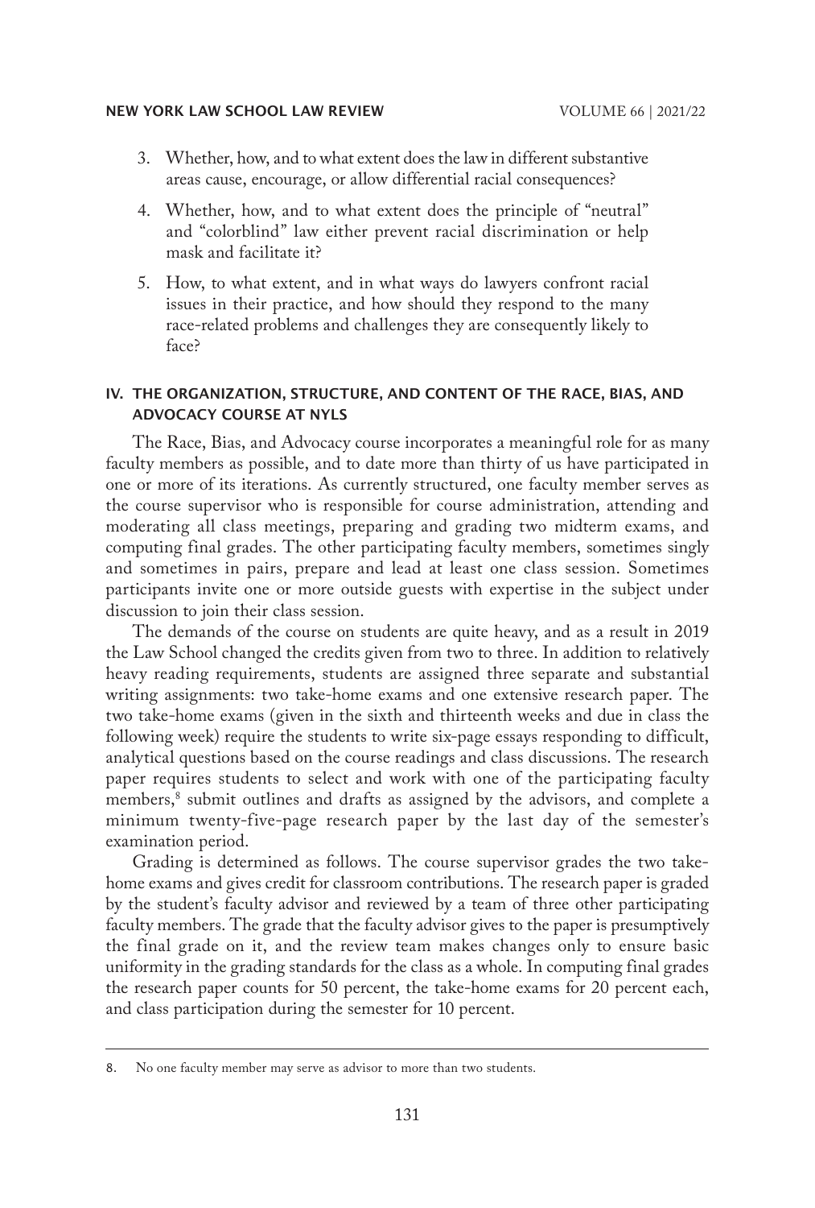3. Whether, how, and to what extent does the law in different substantive areas cause, encourage, or allow differential racial consequences?

4. Whether, how, and to what extent does the principle of "neutral" and "colorblind" law either prevent racial discrimination or help mask and facilitate it?

5. How, to what extent, and in what ways do lawyers confront racial issues in their practice, and how should they respond to the many race-related problems and challenges they are consequently likely to face?

## IV. THE ORGANIZATION, STRUCTURE, AND CONTENT OF THE RACE, BIAS, AND ADVOCACY COURSE AT NYLS

The Race, Bias, and Advocacy course incorporates a meaningful role for as many faculty members as possible, and to date more than thirty of us have participated in one or more of its iterations. As currently structured, one faculty member serves as the course supervisor who is responsible for course administration, attending and moderating all class meetings, preparing and grading two midterm exams, and computing final grades. The other participating faculty members, sometimes singly and sometimes in pairs, prepare and lead at least one class session. Sometimes participants invite one or more outside guests with expertise in the subject under discussion to join their class session.

The demands of the course on students are quite heavy, and as a result in 2019 the Law School changed the credits given from two to three. In addition to relatively heavy reading requirements, students are assigned three separate and substantial writing assignments: two take-home exams and one extensive research paper. The two take-home exams (given in the sixth and thirteenth weeks and due in class the following week) require the students to write six-page essays responding to difficult, analytical questions based on the course readings and class discussions. The research paper requires students to select and work with one of the participating faculty members,[8] submit outlines and drafts as assigned by the advisors, and complete a minimum twenty-five-page research paper by the last day of the semester's examination period.

Grading is determined as follows. The course supervisor grades the two take-home exams and gives credit for classroom contributions. The research paper is graded by the student's faculty advisor and reviewed by a team of three other participating faculty members. The grade that the faculty advisor gives to the paper is presumptively the final grade on it, and the review team makes changes only to ensure basic uniformity in the grading standards for the class as a whole. In computing final grades the research paper counts for 50 percent, the take-home exams for 20 percent each, and class participation during the semester for 10 percent.

---

8. No one faculty member may serve as advisor to more than two students.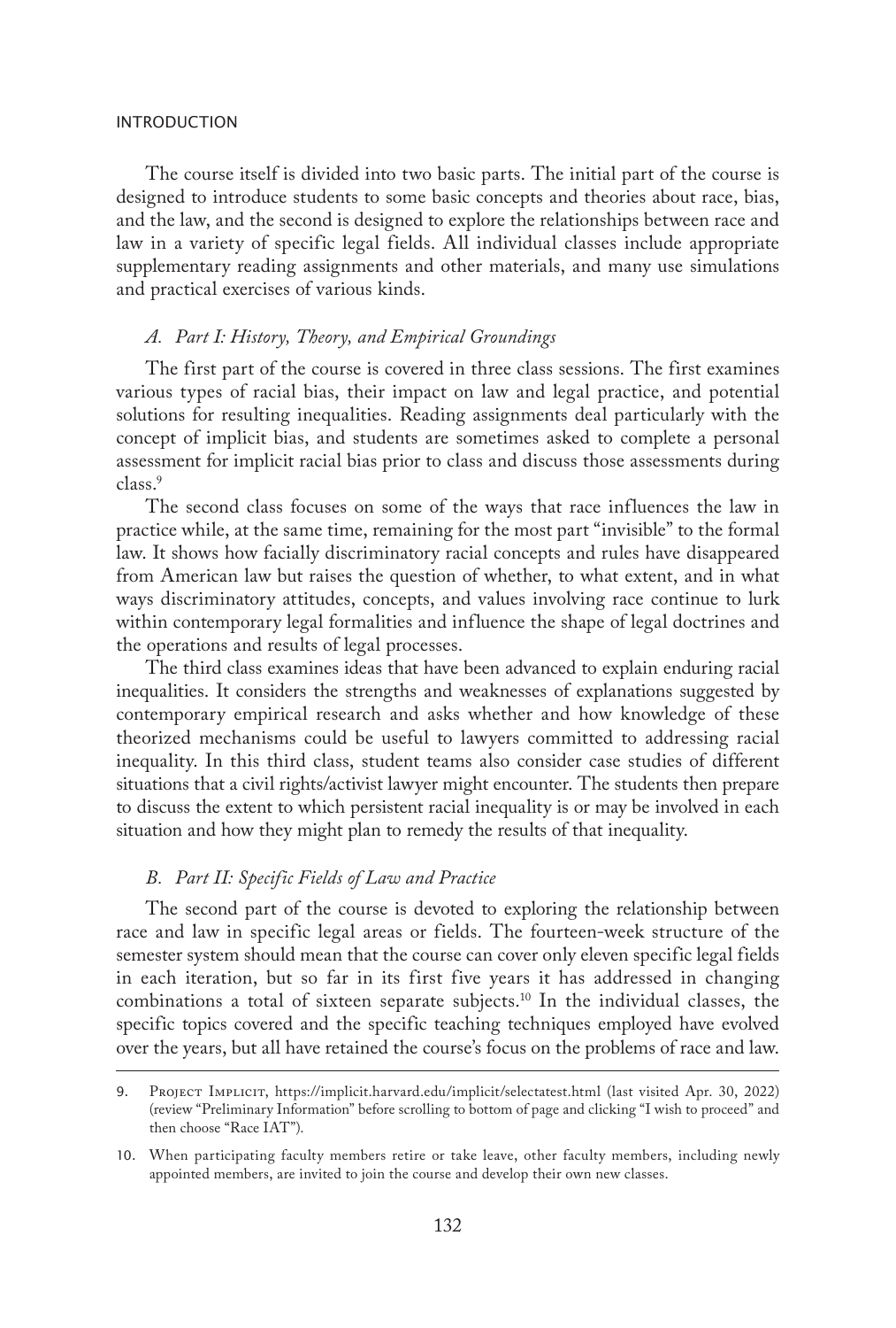The course itself is divided into two basic parts. The initial part of the course is designed to introduce students to some basic concepts and theories about race, bias, and the law, and the second is designed to explore the relationships between race and law in a variety of specific legal fields. All individual classes include appropriate supplementary reading assignments and other materials, and many use simulations and practical exercises of various kinds.

### *A. Part I: History, Theory, and Empirical Groundings*

The first part of the course is covered in three class sessions. The first examines various types of racial bias, their impact on law and legal practice, and potential solutions for resulting inequalities. Reading assignments deal particularly with the concept of implicit bias, and students are sometimes asked to complete a personal assessment for implicit racial bias prior to class and discuss those assessments during class.[9]

The second class focuses on some of the ways that race influences the law in practice while, at the same time, remaining for the most part "invisible" to the formal law. It shows how facially discriminatory racial concepts and rules have disappeared from American law but raises the question of whether, to what extent, and in what ways discriminatory attitudes, concepts, and values involving race continue to lurk within contemporary legal formalities and influence the shape of legal doctrines and the operations and results of legal processes.

The third class examines ideas that have been advanced to explain enduring racial inequalities. It considers the strengths and weaknesses of explanations suggested by contemporary empirical research and asks whether and how knowledge of these theorized mechanisms could be useful to lawyers committed to addressing racial inequality. In this third class, student teams also consider case studies of different situations that a civil rights/activist lawyer might encounter. The students then prepare to discuss the extent to which persistent racial inequality is or may be involved in each situation and how they might plan to remedy the results of that inequality.

### *B. Part II: Specific Fields of Law and Practice*

The second part of the course is devoted to exploring the relationship between race and law in specific legal areas or fields. The fourteen-week structure of the semester system should mean that the course can cover only eleven specific legal fields in each iteration, but so far in its first five years it has addressed in changing combinations a total of sixteen separate subjects.[10] In the individual classes, the specific topics covered and the specific teaching techniques employed have evolved over the years, but all have retained the course's focus on the problems of race and law.

---

9. Project Implicit, https://implicit.harvard.edu/implicit/selectatest.html (last visited Apr. 30, 2022) (review "Preliminary Information" before scrolling to bottom of page and clicking "I wish to proceed" and then choose "Race IAT").

10. When participating faculty members retire or take leave, other faculty members, including newly appointed members, are invited to join the course and develop their own new classes.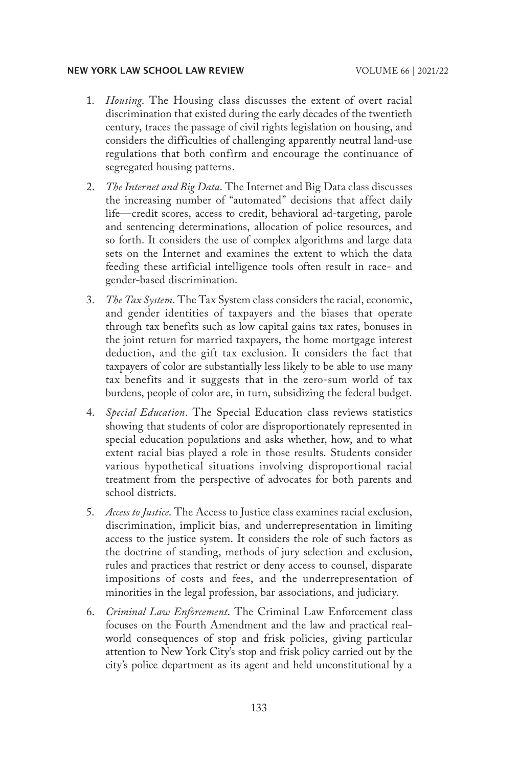1. *Housing*. The Housing class discusses the extent of overt racial discrimination that existed during the early decades of the twentieth century, traces the passage of civil rights legislation on housing, and considers the difficulties of challenging apparently neutral land-use regulations that both confirm and encourage the continuance of segregated housing patterns.

2. *The Internet and Big Data*. The Internet and Big Data class discusses the increasing number of "automated" decisions that affect daily life—credit scores, access to credit, behavioral ad-targeting, parole and sentencing determinations, allocation of police resources, and so forth. It considers the use of complex algorithms and large data sets on the Internet and examines the extent to which the data feeding these artificial intelligence tools often result in race- and gender-based discrimination.

3. *The Tax System*. The Tax System class considers the racial, economic, and gender identities of taxpayers and the biases that operate through tax benefits such as low capital gains tax rates, bonuses in the joint return for married taxpayers, the home mortgage interest deduction, and the gift tax exclusion. It considers the fact that taxpayers of color are substantially less likely to be able to use many tax benefits and it suggests that in the zero-sum world of tax burdens, people of color are, in turn, subsidizing the federal budget.

4. *Special Education*. The Special Education class reviews statistics showing that students of color are disproportionately represented in special education populations and asks whether, how, and to what extent racial bias played a role in those results. Students consider various hypothetical situations involving disproportional racial treatment from the perspective of advocates for both parents and school districts.

5. *Access to Justice*. The Access to Justice class examines racial exclusion, discrimination, implicit bias, and underrepresentation in limiting access to the justice system. It considers the role of such factors as the doctrine of standing, methods of jury selection and exclusion, rules and practices that restrict or deny access to counsel, disparate impositions of costs and fees, and the underrepresentation of minorities in the legal profession, bar associations, and judiciary.

6. *Criminal Law Enforcement*. The Criminal Law Enforcement class focuses on the Fourth Amendment and the law and practical real-world consequences of stop and frisk policies, giving particular attention to New York City's stop and frisk policy carried out by the city's police department as its agent and held unconstitutional by a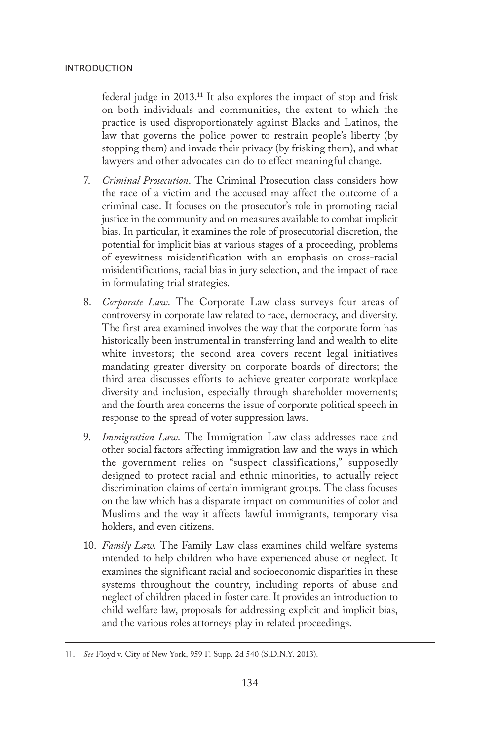federal judge in 2013.[11] It also explores the impact of stop and frisk on both individuals and communities, the extent to which the practice is used disproportionately against Blacks and Latinos, the law that governs the police power to restrain people's liberty (by stopping them) and invade their privacy (by frisking them), and what lawyers and other advocates can do to effect meaningful change.

7. *Criminal Prosecution*. The Criminal Prosecution class considers how the race of a victim and the accused may affect the outcome of a criminal case. It focuses on the prosecutor's role in promoting racial justice in the community and on measures available to combat implicit bias. In particular, it examines the role of prosecutorial discretion, the potential for implicit bias at various stages of a proceeding, problems of eyewitness misidentification with an emphasis on cross-racial misidentifications, racial bias in jury selection, and the impact of race in formulating trial strategies.

8. *Corporate Law*. The Corporate Law class surveys four areas of controversy in corporate law related to race, democracy, and diversity. The first area examined involves the way that the corporate form has historically been instrumental in transferring land and wealth to elite white investors; the second area covers recent legal initiatives mandating greater diversity on corporate boards of directors; the third area discusses efforts to achieve greater corporate workplace diversity and inclusion, especially through shareholder movements; and the fourth area concerns the issue of corporate political speech in response to the spread of voter suppression laws.

9. *Immigration Law*. The Immigration Law class addresses race and other social factors affecting immigration law and the ways in which the government relies on "suspect classifications," supposedly designed to protect racial and ethnic minorities, to actually reject discrimination claims of certain immigrant groups. The class focuses on the law which has a disparate impact on communities of color and Muslims and the way it affects lawful immigrants, temporary visa holders, and even citizens.

10. *Family Law*. The Family Law class examines child welfare systems intended to help children who have experienced abuse or neglect. It examines the significant racial and socioeconomic disparities in these systems throughout the country, including reports of abuse and neglect of children placed in foster care. It provides an introduction to child welfare law, proposals for addressing explicit and implicit bias, and the various roles attorneys play in related proceedings.

---

11. *See* Floyd v. City of New York, 959 F. Supp. 2d 540 (S.D.N.Y. 2013).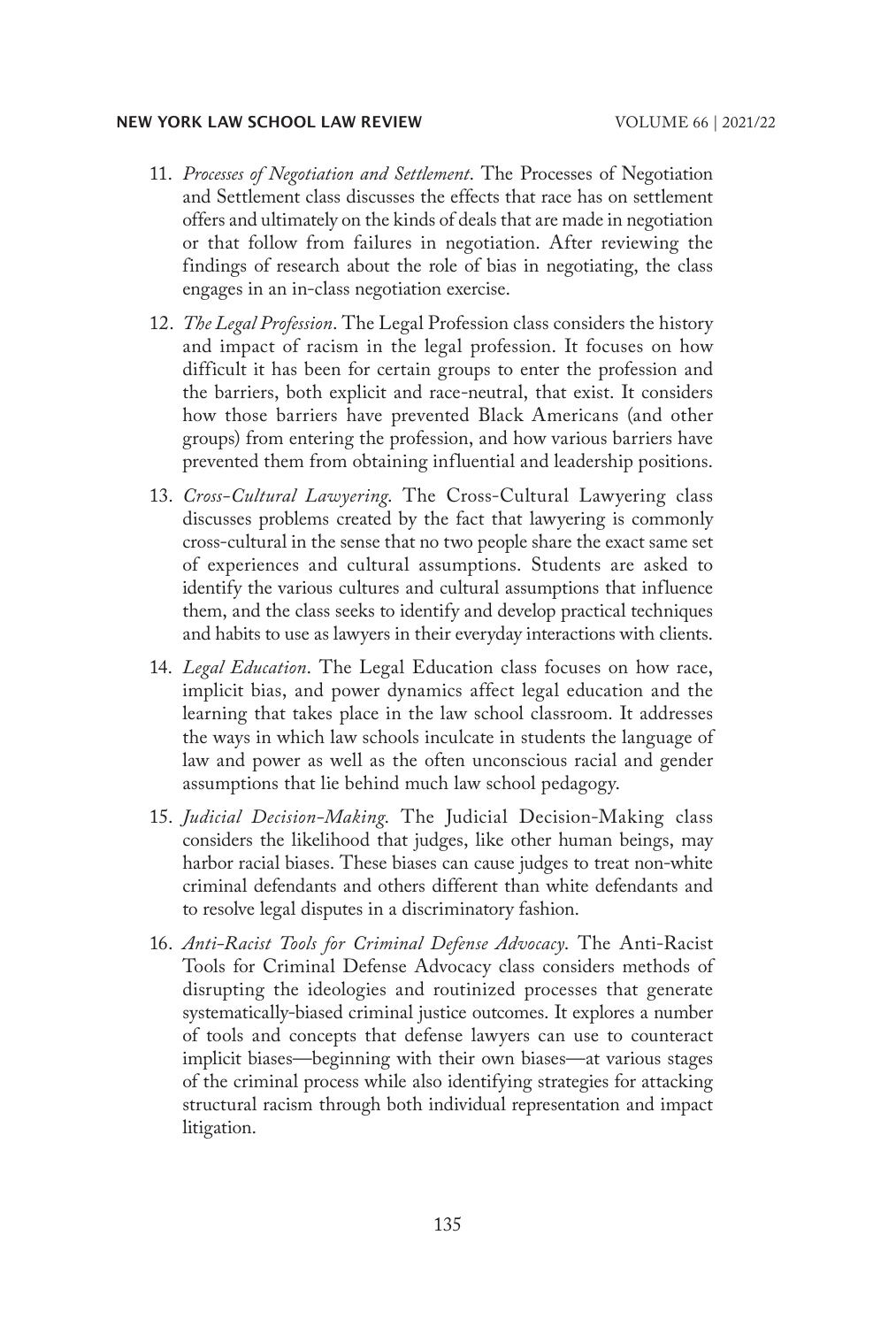11. *Processes of Negotiation and Settlement*. The Processes of Negotiation and Settlement class discusses the effects that race has on settlement offers and ultimately on the kinds of deals that are made in negotiation or that follow from failures in negotiation. After reviewing the findings of research about the role of bias in negotiating, the class engages in an in-class negotiation exercise.

12. *The Legal Profession*. The Legal Profession class considers the history and impact of racism in the legal profession. It focuses on how difficult it has been for certain groups to enter the profession and the barriers, both explicit and race-neutral, that exist. It considers how those barriers have prevented Black Americans (and other groups) from entering the profession, and how various barriers have prevented them from obtaining influential and leadership positions.

13. *Cross-Cultural Lawyering*. The Cross-Cultural Lawyering class discusses problems created by the fact that lawyering is commonly cross-cultural in the sense that no two people share the exact same set of experiences and cultural assumptions. Students are asked to identify the various cultures and cultural assumptions that influence them, and the class seeks to identify and develop practical techniques and habits to use as lawyers in their everyday interactions with clients.

14. *Legal Education*. The Legal Education class focuses on how race, implicit bias, and power dynamics affect legal education and the learning that takes place in the law school classroom. It addresses the ways in which law schools inculcate in students the language of law and power as well as the often unconscious racial and gender assumptions that lie behind much law school pedagogy.

15. *Judicial Decision-Making*. The Judicial Decision-Making class considers the likelihood that judges, like other human beings, may harbor racial biases. These biases can cause judges to treat non-white criminal defendants and others different than white defendants and to resolve legal disputes in a discriminatory fashion.

16. *Anti-Racist Tools for Criminal Defense Advocacy*. The Anti-Racist Tools for Criminal Defense Advocacy class considers methods of disrupting the ideologies and routinized processes that generate systematically-biased criminal justice outcomes. It explores a number of tools and concepts that defense lawyers can use to counteract implicit biases—beginning with their own biases—at various stages of the criminal process while also identifying strategies for attacking structural racism through both individual representation and impact litigation.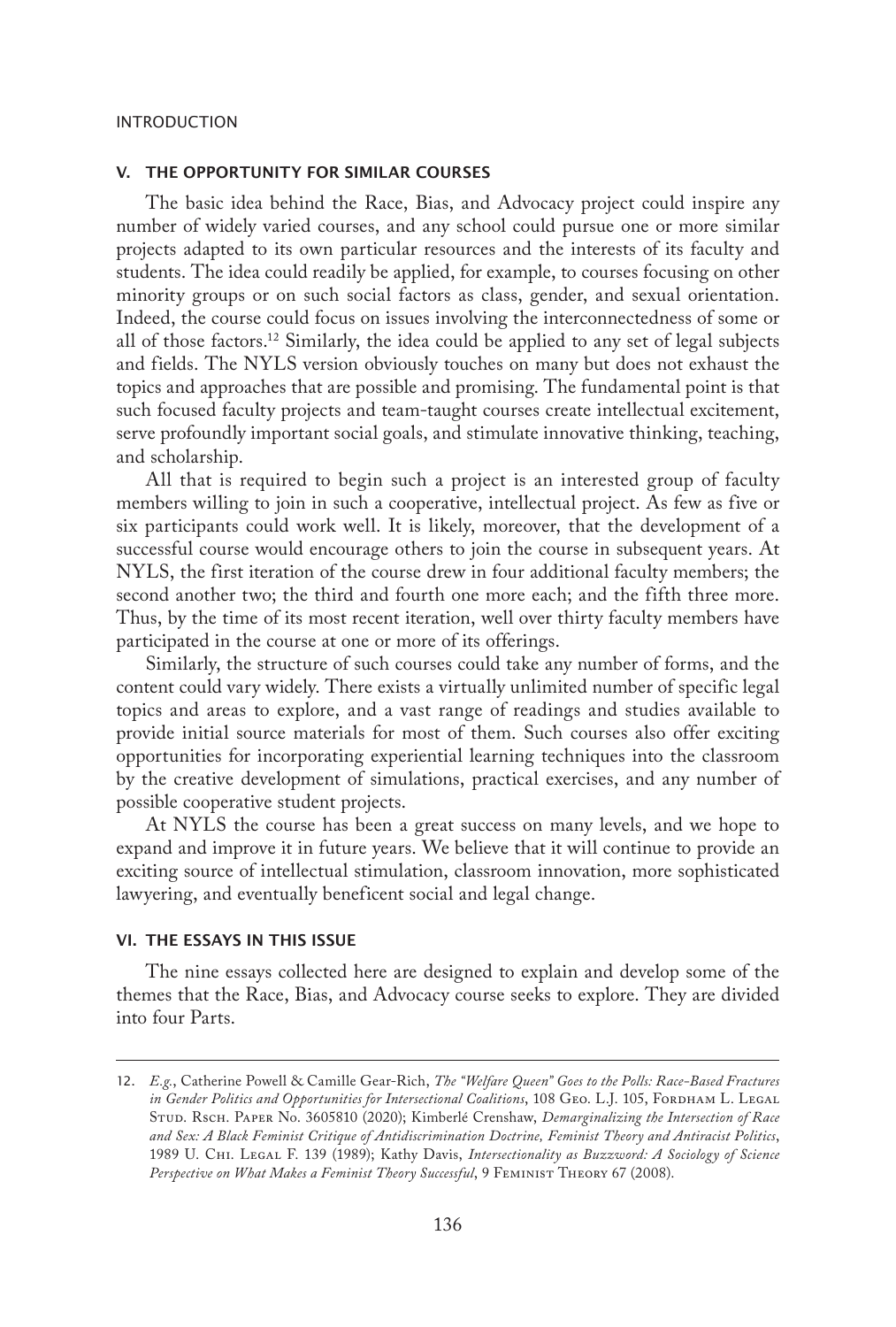## V. THE OPPORTUNITY FOR SIMILAR COURSES

The basic idea behind the Race, Bias, and Advocacy project could inspire any number of widely varied courses, and any school could pursue one or more similar projects adapted to its own particular resources and the interests of its faculty and students. The idea could readily be applied, for example, to courses focusing on other minority groups or on such social factors as class, gender, and sexual orientation. Indeed, the course could focus on issues involving the interconnectedness of some or all of those factors.[12] Similarly, the idea could be applied to any set of legal subjects and fields. The NYLS version obviously touches on many but does not exhaust the topics and approaches that are possible and promising. The fundamental point is that such focused faculty projects and team-taught courses create intellectual excitement, serve profoundly important social goals, and stimulate innovative thinking, teaching, and scholarship.

All that is required to begin such a project is an interested group of faculty members willing to join in such a cooperative, intellectual project. As few as five or six participants could work well. It is likely, moreover, that the development of a successful course would encourage others to join the course in subsequent years. At NYLS, the first iteration of the course drew in four additional faculty members; the second another two; the third and fourth one more each; and the fifth three more. Thus, by the time of its most recent iteration, well over thirty faculty members have participated in the course at one or more of its offerings.

Similarly, the structure of such courses could take any number of forms, and the content could vary widely. There exists a virtually unlimited number of specific legal topics and areas to explore, and a vast range of readings and studies available to provide initial source materials for most of them. Such courses also offer exciting opportunities for incorporating experiential learning techniques into the classroom by the creative development of simulations, practical exercises, and any number of possible cooperative student projects.

At NYLS the course has been a great success on many levels, and we hope to expand and improve it in future years. We believe that it will continue to provide an exciting source of intellectual stimulation, classroom innovation, more sophisticated lawyering, and eventually beneficent social and legal change.

## VI. THE ESSAYS IN THIS ISSUE

The nine essays collected here are designed to explain and develop some of the themes that the Race, Bias, and Advocacy course seeks to explore. They are divided into four Parts.

---

12. *E.g.*, Catherine Powell & Camille Gear-Rich, *The "Welfare Queen" Goes to the Polls: Race-Based Fractures in Gender Politics and Opportunities for Intersectional Coalitions*, 108 Geo. L.J. 105, Fordham L. Legal Stud. Rsch. Paper No. 3605810 (2020); Kimberlé Crenshaw, *Demarginalizing the Intersection of Race and Sex: A Black Feminist Critique of Antidiscrimination Doctrine, Feminist Theory and Antiracist Politics*, 1989 U. Chi. Legal F. 139 (1989); Kathy Davis, *Intersectionality as Buzzword: A Sociology of Science Perspective on What Makes a Feminist Theory Successful*, 9 Feminist Theory 67 (2008).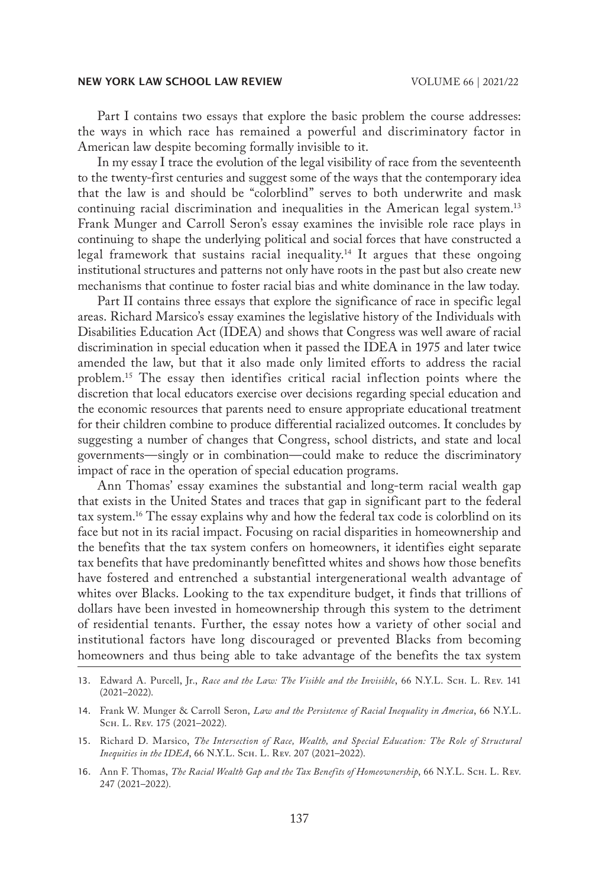Part I contains two essays that explore the basic problem the course addresses: the ways in which race has remained a powerful and discriminatory factor in American law despite becoming formally invisible to it.

In my essay I trace the evolution of the legal visibility of race from the seventeenth to the twenty-first centuries and suggest some of the ways that the contemporary idea that the law is and should be "colorblind" serves to both underwrite and mask continuing racial discrimination and inequalities in the American legal system.[13] Frank Munger and Carroll Seron's essay examines the invisible role race plays in continuing to shape the underlying political and social forces that have constructed a legal framework that sustains racial inequality.[14] It argues that these ongoing institutional structures and patterns not only have roots in the past but also create new mechanisms that continue to foster racial bias and white dominance in the law today.

Part II contains three essays that explore the significance of race in specific legal areas. Richard Marsico's essay examines the legislative history of the Individuals with Disabilities Education Act (IDEA) and shows that Congress was well aware of racial discrimination in special education when it passed the IDEA in 1975 and later twice amended the law, but that it also made only limited efforts to address the racial problem.[15] The essay then identifies critical racial inflection points where the discretion that local educators exercise over decisions regarding special education and the economic resources that parents need to ensure appropriate educational treatment for their children combine to produce differential racialized outcomes. It concludes by suggesting a number of changes that Congress, school districts, and state and local governments—singly or in combination—could make to reduce the discriminatory impact of race in the operation of special education programs.

Ann Thomas' essay examines the substantial and long-term racial wealth gap that exists in the United States and traces that gap in significant part to the federal tax system.[16] The essay explains why and how the federal tax code is colorblind on its face but not in its racial impact. Focusing on racial disparities in homeownership and the benefits that the tax system confers on homeowners, it identifies eight separate tax benefits that have predominantly benefitted whites and shows how those benefits have fostered and entrenched a substantial intergenerational wealth advantage of whites over Blacks. Looking to the tax expenditure budget, it finds that trillions of dollars have been invested in homeownership through this system to the detriment of residential tenants. Further, the essay notes how a variety of other social and institutional factors have long discouraged or prevented Blacks from becoming homeowners and thus being able to take advantage of the benefits the tax system

---

13. Edward A. Purcell, Jr., *Race and the Law: The Visible and the Invisible*, 66 N.Y.L. Sch. L. Rev. 141 (2021–2022).

14. Frank W. Munger & Carroll Seron, *Law and the Persistence of Racial Inequality in America*, 66 N.Y.L. Sch. L. Rev. 175 (2021–2022).

15. Richard D. Marsico, *The Intersection of Race, Wealth, and Special Education: The Role of Structural Inequities in the IDEA*, 66 N.Y.L. Sch. L. Rev. 207 (2021–2022).

16. Ann F. Thomas, *The Racial Wealth Gap and the Tax Benefits of Homeownership*, 66 N.Y.L. Sch. L. Rev. 247 (2021–2022).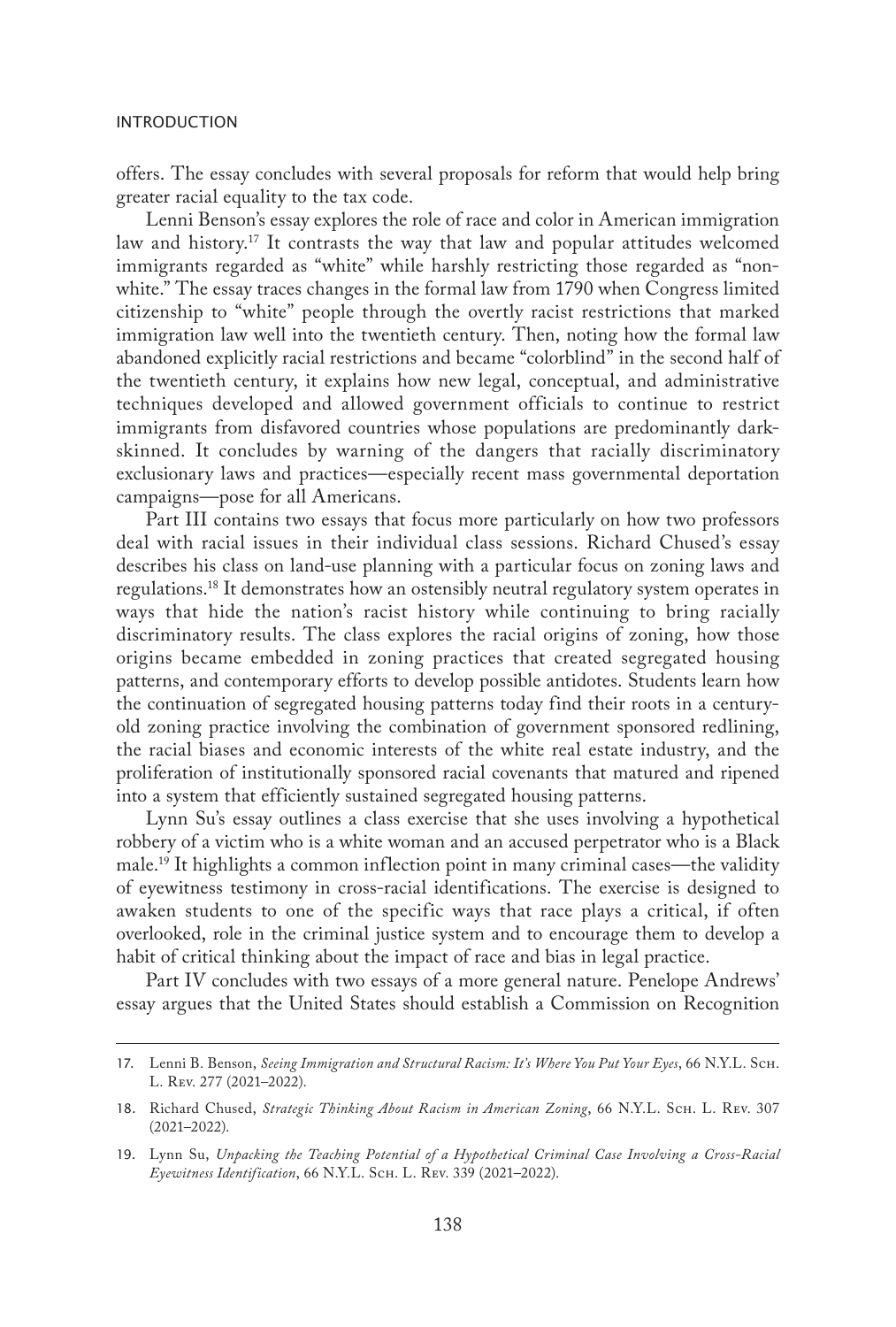offers. The essay concludes with several proposals for reform that would help bring greater racial equality to the tax code.

Lenni Benson's essay explores the role of race and color in American immigration law and history.[17] It contrasts the way that law and popular attitudes welcomed immigrants regarded as "white" while harshly restricting those regarded as "non-white." The essay traces changes in the formal law from 1790 when Congress limited citizenship to "white" people through the overtly racist restrictions that marked immigration law well into the twentieth century. Then, noting how the formal law abandoned explicitly racial restrictions and became "colorblind" in the second half of the twentieth century, it explains how new legal, conceptual, and administrative techniques developed and allowed government officials to continue to restrict immigrants from disfavored countries whose populations are predominantly dark-skinned. It concludes by warning of the dangers that racially discriminatory exclusionary laws and practices—especially recent mass governmental deportation campaigns—pose for all Americans.

Part III contains two essays that focus more particularly on how two professors deal with racial issues in their individual class sessions. Richard Chused's essay describes his class on land-use planning with a particular focus on zoning laws and regulations.[18] It demonstrates how an ostensibly neutral regulatory system operates in ways that hide the nation's racist history while continuing to bring racially discriminatory results. The class explores the racial origins of zoning, how those origins became embedded in zoning practices that created segregated housing patterns, and contemporary efforts to develop possible antidotes. Students learn how the continuation of segregated housing patterns today find their roots in a century-old zoning practice involving the combination of government sponsored redlining, the racial biases and economic interests of the white real estate industry, and the proliferation of institutionally sponsored racial covenants that matured and ripened into a system that efficiently sustained segregated housing patterns.

Lynn Su's essay outlines a class exercise that she uses involving a hypothetical robbery of a victim who is a white woman and an accused perpetrator who is a Black male.[19] It highlights a common inflection point in many criminal cases—the validity of eyewitness testimony in cross-racial identifications. The exercise is designed to awaken students to one of the specific ways that race plays a critical, if often overlooked, role in the criminal justice system and to encourage them to develop a habit of critical thinking about the impact of race and bias in legal practice.

Part IV concludes with two essays of a more general nature. Penelope Andrews' essay argues that the United States should establish a Commission on Recognition

---

17. Lenni B. Benson, *Seeing Immigration and Structural Racism: It's Where You Put Your Eyes*, 66 N.Y.L. Sch. L. Rev. 277 (2021–2022).

18. Richard Chused, *Strategic Thinking About Racism in American Zoning*, 66 N.Y.L. Sch. L. Rev. 307 (2021–2022).

19. Lynn Su, *Unpacking the Teaching Potential of a Hypothetical Criminal Case Involving a Cross-Racial Eyewitness Identification*, 66 N.Y.L. Sch. L. Rev. 339 (2021–2022).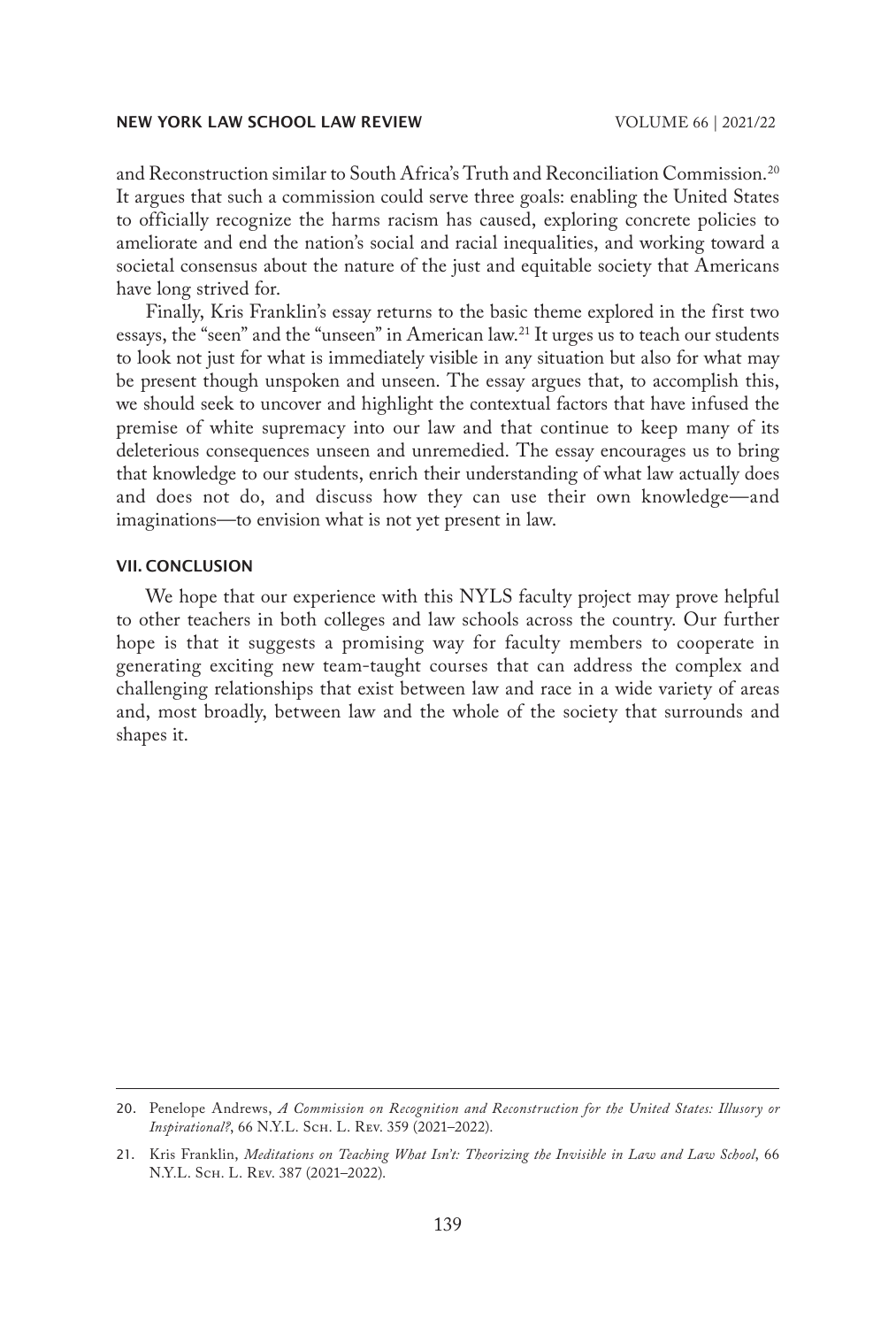and Reconstruction similar to South Africa's Truth and Reconciliation Commission.[20] It argues that such a commission could serve three goals: enabling the United States to officially recognize the harms racism has caused, exploring concrete policies to ameliorate and end the nation's social and racial inequalities, and working toward a societal consensus about the nature of the just and equitable society that Americans have long strived for.

Finally, Kris Franklin's essay returns to the basic theme explored in the first two essays, the "seen" and the "unseen" in American law.[21] It urges us to teach our students to look not just for what is immediately visible in any situation but also for what may be present though unspoken and unseen. The essay argues that, to accomplish this, we should seek to uncover and highlight the contextual factors that have infused the premise of white supremacy into our law and that continue to keep many of its deleterious consequences unseen and unremedied. The essay encourages us to bring that knowledge to our students, enrich their understanding of what law actually does and does not do, and discuss how they can use their own knowledge—and imaginations—to envision what is not yet present in law.

## VII. CONCLUSION

We hope that our experience with this NYLS faculty project may prove helpful to other teachers in both colleges and law schools across the country. Our further hope is that it suggests a promising way for faculty members to cooperate in generating exciting new team-taught courses that can address the complex and challenging relationships that exist between law and race in a wide variety of areas and, most broadly, between law and the whole of the society that surrounds and shapes it.

---

20. Penelope Andrews, *A Commission on Recognition and Reconstruction for the United States: Illusory or Inspirational?*, 66 N.Y.L. Sch. L. Rev. 359 (2021–2022).

21. Kris Franklin, *Meditations on Teaching What Isn't: Theorizing the Invisible in Law and Law School*, 66 N.Y.L. Sch. L. Rev. 387 (2021–2022).